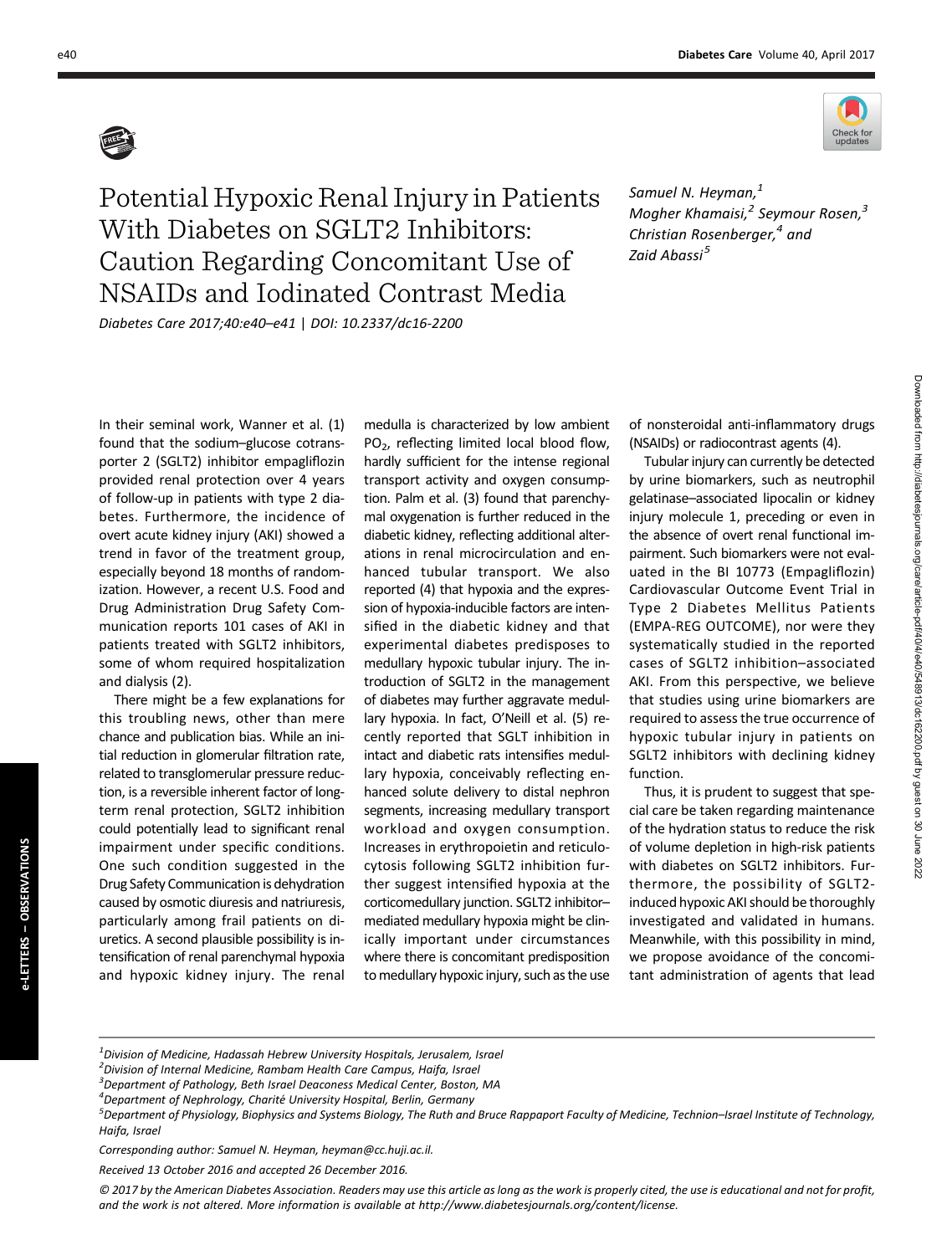# Potential Hypoxic Renal Injury in Patients With Diabetes on SGLT2 Inhibitors: Caution Regarding Concomitant Use of NSAIDs and Iodinated Contrast Media

*Diabetes Care 2017;40:e40–e41 | DOI: 10.2337/dc16-2200*

*Samuel N. Heyman,[1] Mogher Khamaisi,[2] Seymour Rosen,[3] Christian Rosenberger,[4] and Zaid Abassi[5]*

In their seminal work, Wanner et al. (1) found that the sodium–glucose cotransporter 2 (SGLT2) inhibitor empagliflozin provided renal protection over 4 years of follow-up in patients with type 2 diabetes. Furthermore, the incidence of overt acute kidney injury (AKI) showed a trend in favor of the treatment group, especially beyond 18 months of randomization. However, a recent U.S. Food and Drug Administration Drug Safety Communication reports 101 cases of AKI in patients treated with SGLT2 inhibitors, some of whom required hospitalization and dialysis (2).

There might be a few explanations for this troubling news, other than mere chance and publication bias. While an initial reduction in glomerular filtration rate, related to transglomerular pressure reduction, is a reversible inherent factor of long-term renal protection, SGLT2 inhibition could potentially lead to significant renal impairment under specific conditions. One such condition suggested in the Drug Safety Communication is dehydration caused by osmotic diuresis and natriuresis, particularly among frail patients on diuretics. A second plausible possibility is intensification of renal parenchymal hypoxia and hypoxic kidney injury. The renal medulla is characterized by low ambient $PO_2$, reflecting limited local blood flow, hardly sufficient for the intense regional transport activity and oxygen consumption. Palm et al. (3) found that parenchymal oxygenation is further reduced in the diabetic kidney, reflecting additional alterations in renal microcirculation and enhanced tubular transport. We also reported (4) that hypoxia and the expression of hypoxia-inducible factors are intensified in the diabetic kidney and that experimental diabetes predisposes to medullary hypoxic tubular injury. The introduction of SGLT2 in the management of diabetes may further aggravate medullary hypoxia. In fact, O'Neill et al. (5) recently reported that SGLT inhibition in intact and diabetic rats intensifies medullary hypoxia, conceivably reflecting enhanced solute delivery to distal nephron segments, increasing medullary transport workload and oxygen consumption. Increases in erythropoietin and reticulocytosis following SGLT2 inhibition further suggest intensified hypoxia at the corticomedullary junction. SGLT2 inhibitor–mediated medullary hypoxia might be clinically important under circumstances where there is concomitant predisposition to medullary hypoxic injury, such as the use of nonsteroidal anti-inflammatory drugs (NSAIDs) or radiocontrast agents (4).

Tubular injury can currently be detected by urine biomarkers, such as neutrophil gelatinase–associated lipocalin or kidney injury molecule 1, preceding or even in the absence of overt renal functional impairment. Such biomarkers were not evaluated in the BI 10773 (Empagliflozin) Cardiovascular Outcome Event Trial in Type 2 Diabetes Mellitus Patients (EMPA-REG OUTCOME), nor were they systematically studied in the reported cases of SGLT2 inhibition–associated AKI. From this perspective, we believe that studies using urine biomarkers are required to assess the true occurrence of hypoxic tubular injury in patients on SGLT2 inhibitors with declining kidney function.

Thus, it is prudent to suggest that special care be taken regarding maintenance of the hydration status to reduce the risk of volume depletion in high-risk patients with diabetes on SGLT2 inhibitors. Furthermore, the possibility of SGLT2-induced hypoxic AKI should be thoroughly investigated and validated in humans. Meanwhile, with this possibility in mind, we propose avoidance of the concomitant administration of agents that lead

---

[1]Division of Medicine, Hadassah Hebrew University Hospitals, Jerusalem, Israel

[2]Division of Internal Medicine, Rambam Health Care Campus, Haifa, Israel

[3]Department of Pathology, Beth Israel Deaconess Medical Center, Boston, MA

[4]Department of Nephrology, Charité University Hospital, Berlin, Germany

[5]Department of Physiology, Biophysics and Systems Biology, The Ruth and Bruce Rappaport Faculty of Medicine, Technion–Israel Institute of Technology, Haifa, Israel

Corresponding author: Samuel N. Heyman, heyman@cc.huji.ac.il.

Received 13 October 2016 and accepted 26 December 2016.

© 2017 by the American Diabetes Association. Readers may use this article as long as the work is properly cited, the use is educational and not for profit, and the work is not altered. More information is available at http://www.diabetesjournals.org/content/license.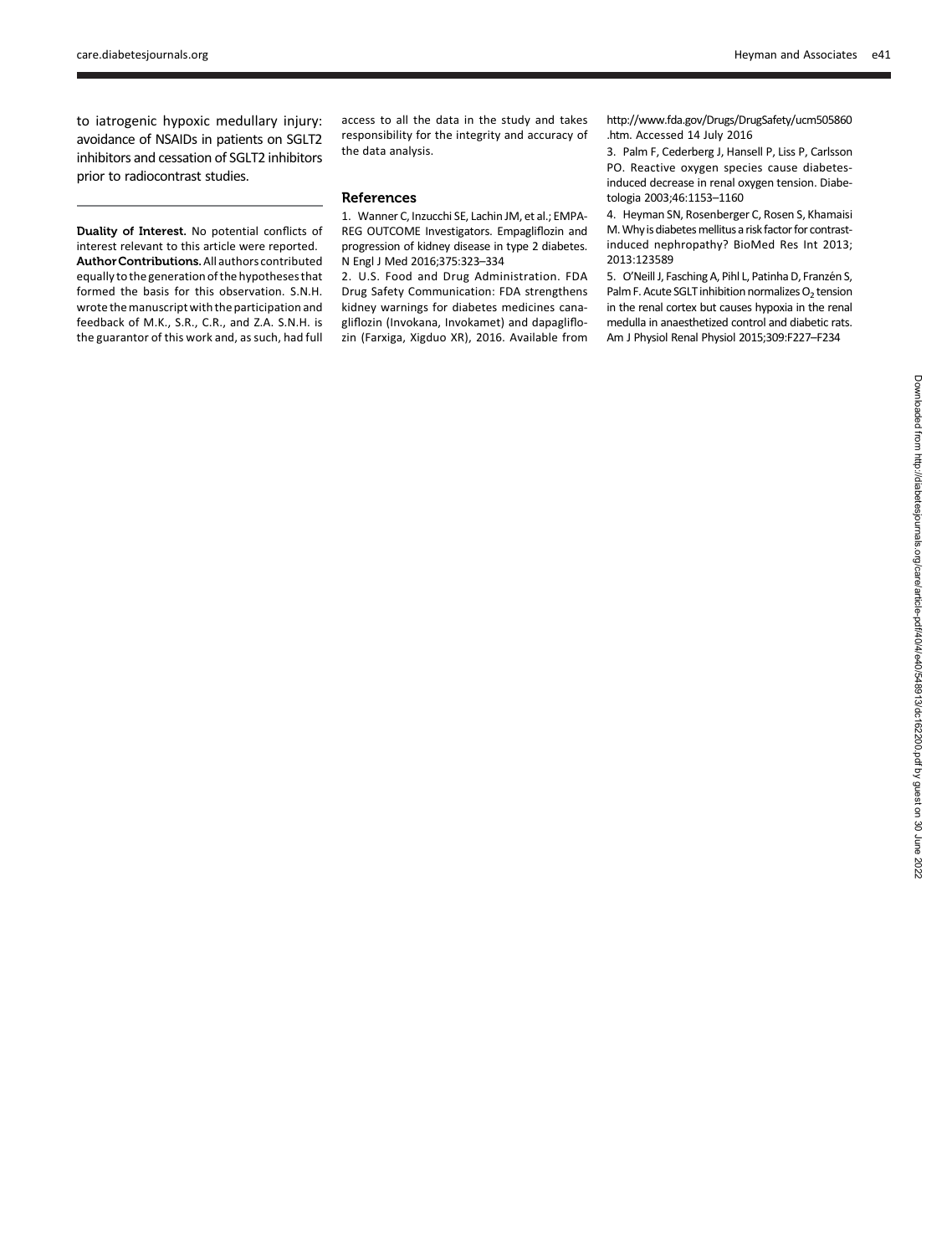to iatrogenic hypoxic medullary injury: avoidance of NSAIDs in patients on SGLT2 inhibitors and cessation of SGLT2 inhibitors prior to radiocontrast studies.

---

**Duality of Interest.** No potential conflicts of interest relevant to this article were reported.

**Author Contributions.** All authors contributed equally to the generation of the hypotheses that formed the basis for this observation. S.N.H. wrote the manuscript with the participation and feedback of M.K., S.R., C.R., and Z.A. S.N.H. is the guarantor of this work and, as such, had full access to all the data in the study and takes responsibility for the integrity and accuracy of the data analysis.

## References

1. Wanner C, Inzucchi SE, Lachin JM, et al.; EMPA-REG OUTCOME Investigators. Empagliflozin and progression of kidney disease in type 2 diabetes. N Engl J Med 2016;375:323–334
2. U.S. Food and Drug Administration. FDA Drug Safety Communication: FDA strengthens kidney warnings for diabetes medicines canagliflozin (Invokana, Invokamet) and dapagliflozin (Farxiga, Xigduo XR), 2016. Available from http://www.fda.gov/Drugs/DrugSafety/ucm505860.htm. Accessed 14 July 2016
3. Palm F, Cederberg J, Hansell P, Liss P, Carlsson PO. Reactive oxygen species cause diabetes-induced decrease in renal oxygen tension. Diabetologia 2003;46:1153–1160
4. Heyman SN, Rosenberger C, Rosen S, Khamaisi M. Why is diabetes mellitus a risk factor for contrast-induced nephropathy? BioMed Res Int 2013; 2013:123589
5. O'Neill J, Fasching A, Pihl L, Patinha D, Franzén S, Palm F. Acute SGLT inhibition normalizes $O_2$ tension in the renal cortex but causes hypoxia in the renal medulla in anaesthetized control and diabetic rats. Am J Physiol Renal Physiol 2015;309:F227–F234